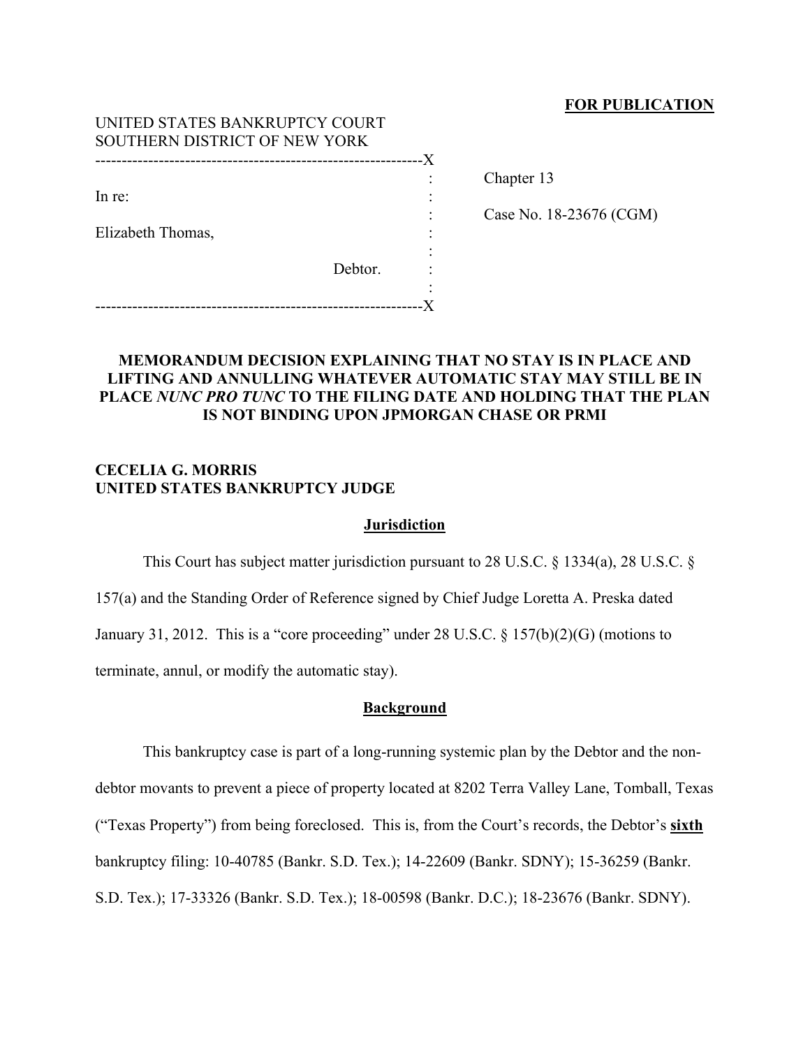**FOR PUBLICATION**

UNITED STATES BANKRUPTCY COURT
SOUTHERN DISTRICT OF NEW YORK

| | |
|---|---|
| In re: | Chapter 13 |
| Elizabeth Thomas, | Case No. 18-23676 (CGM) |
| Debtor. | |

**MEMORANDUM DECISION EXPLAINING THAT NO STAY IS IN PLACE AND LIFTING AND ANNULLING WHATEVER AUTOMATIC STAY MAY STILL BE IN PLACE *NUNC PRO TUNC* TO THE FILING DATE AND HOLDING THAT THE PLAN IS NOT BINDING UPON JPMORGAN CHASE OR PRMI**

**CECELIA G. MORRIS**
**UNITED STATES BANKRUPTCY JUDGE**

## Jurisdiction

This Court has subject matter jurisdiction pursuant to 28 U.S.C. § 1334(a), 28 U.S.C. § 157(a) and the Standing Order of Reference signed by Chief Judge Loretta A. Preska dated January 31, 2012. This is a "core proceeding" under 28 U.S.C. § 157(b)(2)(G) (motions to terminate, annul, or modify the automatic stay).

## Background

This bankruptcy case is part of a long-running systemic plan by the Debtor and the non-debtor movants to prevent a piece of property located at 8202 Terra Valley Lane, Tomball, Texas ("Texas Property") from being foreclosed. This is, from the Court's records, the Debtor's **sixth** bankruptcy filing: 10-40785 (Bankr. S.D. Tex.); 14-22609 (Bankr. SDNY); 15-36259 (Bankr. S.D. Tex.); 17-33326 (Bankr. S.D. Tex.); 18-00598 (Bankr. D.C.); 18-23676 (Bankr. SDNY).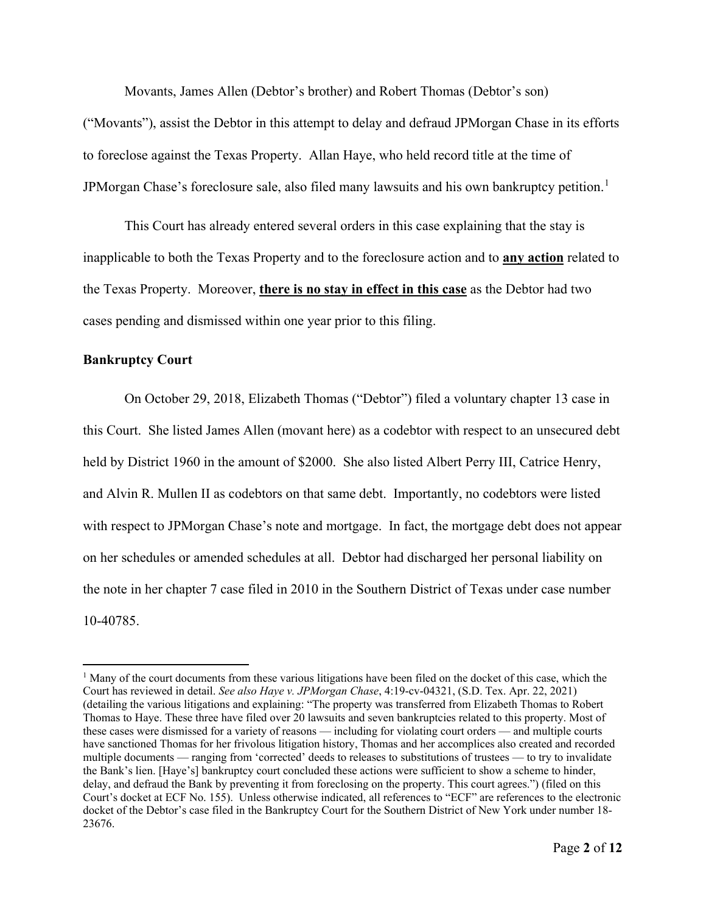Movants, James Allen (Debtor's brother) and Robert Thomas (Debtor's son) ("Movants"), assist the Debtor in this attempt to delay and defraud JPMorgan Chase in its efforts to foreclose against the Texas Property. Allan Haye, who held record title at the time of JPMorgan Chase's foreclosure sale, also filed many lawsuits and his own bankruptcy petition.[1]

This Court has already entered several orders in this case explaining that the stay is inapplicable to both the Texas Property and to the foreclosure action and to **<u>any action</u>** related to the Texas Property. Moreover, **<u>there is no stay in effect in this case</u>** as the Debtor had two cases pending and dismissed within one year prior to this filing.

**Bankruptcy Court**

On October 29, 2018, Elizabeth Thomas ("Debtor") filed a voluntary chapter 13 case in this Court. She listed James Allen (movant here) as a codebtor with respect to an unsecured debt held by District 1960 in the amount of $2000. She also listed Albert Perry III, Catrice Henry, and Alvin R. Mullen II as codebtors on that same debt. Importantly, no codebtors were listed with respect to JPMorgan Chase's note and mortgage. In fact, the mortgage debt does not appear on her schedules or amended schedules at all. Debtor had discharged her personal liability on the note in her chapter 7 case filed in 2010 in the Southern District of Texas under case number 10-40785.

---

[1] Many of the court documents from these various litigations have been filed on the docket of this case, which the Court has reviewed in detail. *See also Haye v. JPMorgan Chase*, 4:19-cv-04321, (S.D. Tex. Apr. 22, 2021) (detailing the various litigations and explaining: "The property was transferred from Elizabeth Thomas to Robert Thomas to Haye. These three have filed over 20 lawsuits and seven bankruptcies related to this property. Most of these cases were dismissed for a variety of reasons — including for violating court orders — and multiple courts have sanctioned Thomas for her frivolous litigation history, Thomas and her accomplices also created and recorded multiple documents — ranging from 'corrected' deeds to releases to substitutions of trustees — to try to invalidate the Bank's lien. [Haye's] bankruptcy court concluded these actions were sufficient to show a scheme to hinder, delay, and defraud the Bank by preventing it from foreclosing on the property. This court agrees.") (filed on this Court's docket at ECF No. 155). Unless otherwise indicated, all references to "ECF" are references to the electronic docket of the Debtor's case filed in the Bankruptcy Court for the Southern District of New York under number 18-23676.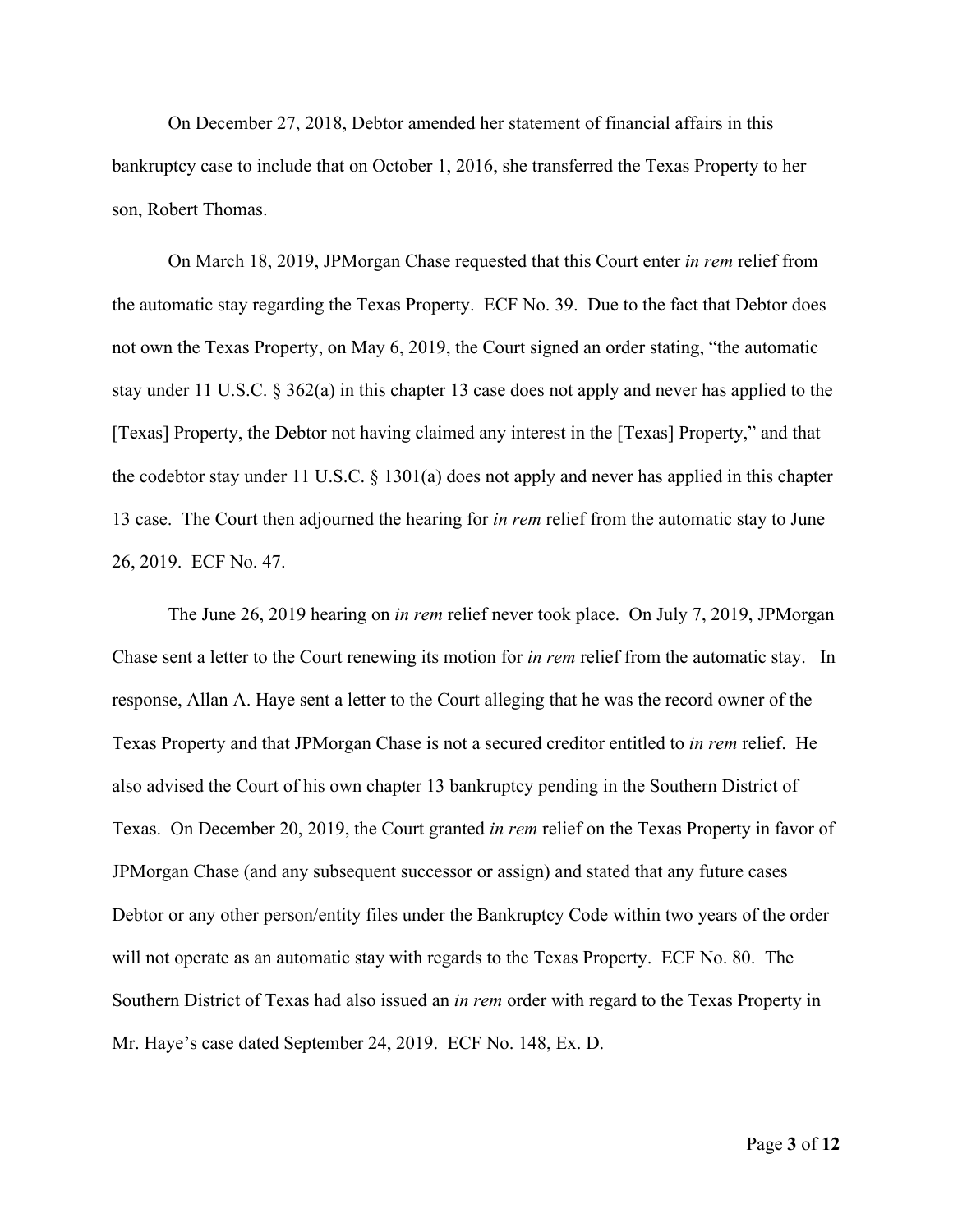On December 27, 2018, Debtor amended her statement of financial affairs in this bankruptcy case to include that on October 1, 2016, she transferred the Texas Property to her son, Robert Thomas.

On March 18, 2019, JPMorgan Chase requested that this Court enter *in rem* relief from the automatic stay regarding the Texas Property. ECF No. 39. Due to the fact that Debtor does not own the Texas Property, on May 6, 2019, the Court signed an order stating, "the automatic stay under 11 U.S.C. § 362(a) in this chapter 13 case does not apply and never has applied to the [Texas] Property, the Debtor not having claimed any interest in the [Texas] Property," and that the codebtor stay under 11 U.S.C. § 1301(a) does not apply and never has applied in this chapter 13 case. The Court then adjourned the hearing for *in rem* relief from the automatic stay to June 26, 2019. ECF No. 47.

The June 26, 2019 hearing on *in rem* relief never took place. On July 7, 2019, JPMorgan Chase sent a letter to the Court renewing its motion for *in rem* relief from the automatic stay. In response, Allan A. Haye sent a letter to the Court alleging that he was the record owner of the Texas Property and that JPMorgan Chase is not a secured creditor entitled to *in rem* relief. He also advised the Court of his own chapter 13 bankruptcy pending in the Southern District of Texas. On December 20, 2019, the Court granted *in rem* relief on the Texas Property in favor of JPMorgan Chase (and any subsequent successor or assign) and stated that any future cases Debtor or any other person/entity files under the Bankruptcy Code within two years of the order will not operate as an automatic stay with regards to the Texas Property. ECF No. 80. The Southern District of Texas had also issued an *in rem* order with regard to the Texas Property in Mr. Haye's case dated September 24, 2019. ECF No. 148, Ex. D.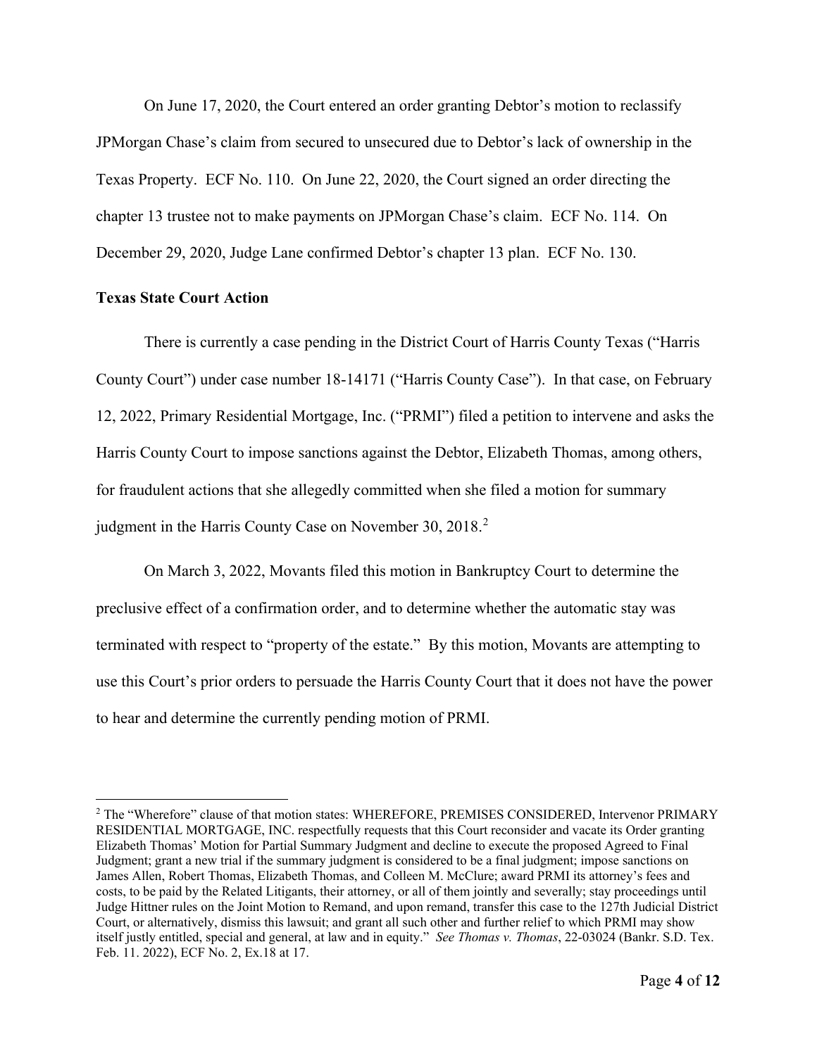On June 17, 2020, the Court entered an order granting Debtor's motion to reclassify JPMorgan Chase's claim from secured to unsecured due to Debtor's lack of ownership in the Texas Property. ECF No. 110. On June 22, 2020, the Court signed an order directing the chapter 13 trustee not to make payments on JPMorgan Chase's claim. ECF No. 114. On December 29, 2020, Judge Lane confirmed Debtor's chapter 13 plan. ECF No. 130.

**Texas State Court Action**

There is currently a case pending in the District Court of Harris County Texas ("Harris County Court") under case number 18-14171 ("Harris County Case"). In that case, on February 12, 2022, Primary Residential Mortgage, Inc. ("PRMI") filed a petition to intervene and asks the Harris County Court to impose sanctions against the Debtor, Elizabeth Thomas, among others, for fraudulent actions that she allegedly committed when she filed a motion for summary judgment in the Harris County Case on November 30, 2018.[2]

On March 3, 2022, Movants filed this motion in Bankruptcy Court to determine the preclusive effect of a confirmation order, and to determine whether the automatic stay was terminated with respect to "property of the estate." By this motion, Movants are attempting to use this Court's prior orders to persuade the Harris County Court that it does not have the power to hear and determine the currently pending motion of PRMI.

---

[2] The "Wherefore" clause of that motion states: WHEREFORE, PREMISES CONSIDERED, Intervenor PRIMARY RESIDENTIAL MORTGAGE, INC. respectfully requests that this Court reconsider and vacate its Order granting Elizabeth Thomas' Motion for Partial Summary Judgment and decline to execute the proposed Agreed to Final Judgment; grant a new trial if the summary judgment is considered to be a final judgment; impose sanctions on James Allen, Robert Thomas, Elizabeth Thomas, and Colleen M. McClure; award PRMI its attorney's fees and costs, to be paid by the Related Litigants, their attorney, or all of them jointly and severally; stay proceedings until Judge Hittner rules on the Joint Motion to Remand, and upon remand, transfer this case to the 127th Judicial District Court, or alternatively, dismiss this lawsuit; and grant all such other and further relief to which PRMI may show itself justly entitled, special and general, at law and in equity." *See Thomas v. Thomas*, 22-03024 (Bankr. S.D. Tex. Feb. 11. 2022), ECF No. 2, Ex.18 at 17.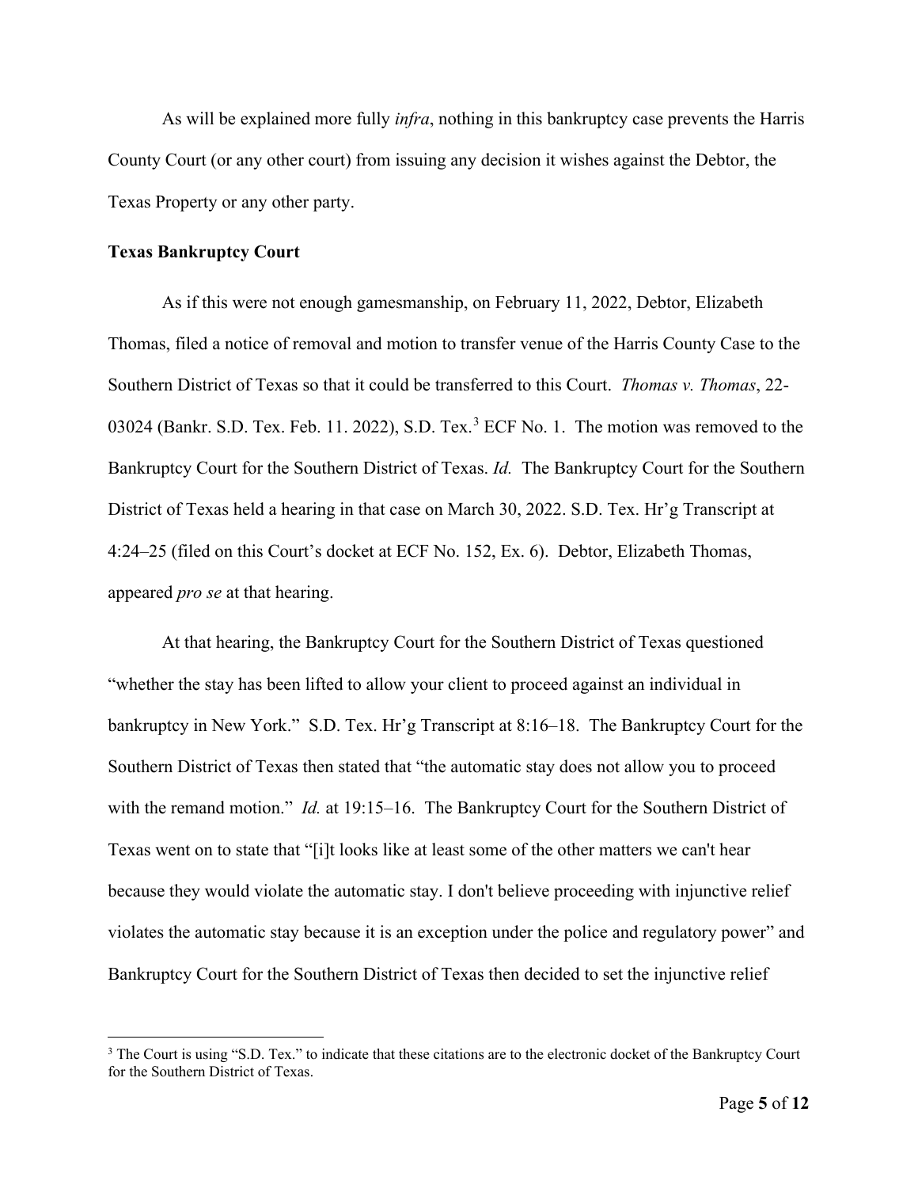As will be explained more fully *infra*, nothing in this bankruptcy case prevents the Harris County Court (or any other court) from issuing any decision it wishes against the Debtor, the Texas Property or any other party.

**Texas Bankruptcy Court**

As if this were not enough gamesmanship, on February 11, 2022, Debtor, Elizabeth Thomas, filed a notice of removal and motion to transfer venue of the Harris County Case to the Southern District of Texas so that it could be transferred to this Court. *Thomas v. Thomas*, 22-03024 (Bankr. S.D. Tex. Feb. 11. 2022), S.D. Tex.[3] ECF No. 1. The motion was removed to the Bankruptcy Court for the Southern District of Texas. *Id.* The Bankruptcy Court for the Southern District of Texas held a hearing in that case on March 30, 2022. S.D. Tex. Hr'g Transcript at 4:24–25 (filed on this Court's docket at ECF No. 152, Ex. 6). Debtor, Elizabeth Thomas, appeared *pro se* at that hearing.

At that hearing, the Bankruptcy Court for the Southern District of Texas questioned "whether the stay has been lifted to allow your client to proceed against an individual in bankruptcy in New York." S.D. Tex. Hr'g Transcript at 8:16–18. The Bankruptcy Court for the Southern District of Texas then stated that "the automatic stay does not allow you to proceed with the remand motion." *Id.* at 19:15–16. The Bankruptcy Court for the Southern District of Texas went on to state that "[i]t looks like at least some of the other matters we can't hear because they would violate the automatic stay. I don't believe proceeding with injunctive relief violates the automatic stay because it is an exception under the police and regulatory power" and Bankruptcy Court for the Southern District of Texas then decided to set the injunctive relief

[3] The Court is using "S.D. Tex." to indicate that these citations are to the electronic docket of the Bankruptcy Court for the Southern District of Texas.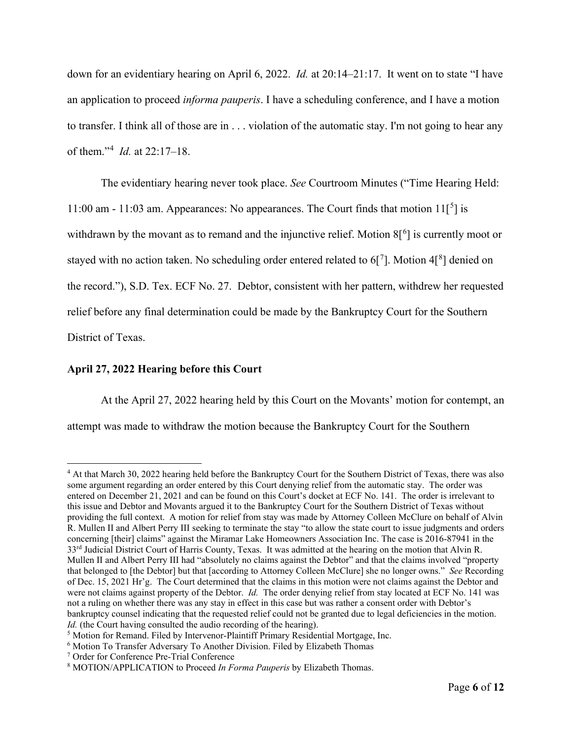down for an evidentiary hearing on April 6, 2022. *Id.* at 20:14–21:17. It went on to state "I have an application to proceed *informa pauperis*. I have a scheduling conference, and I have a motion to transfer. I think all of those are in . . . violation of the automatic stay. I'm not going to hear any of them."[4] *Id.* at 22:17–18.

The evidentiary hearing never took place. *See* Courtroom Minutes ("Time Hearing Held: 11:00 am - 11:03 am. Appearances: No appearances. The Court finds that motion 11[[5]] is withdrawn by the movant as to remand and the injunctive relief. Motion 8[[6]] is currently moot or stayed with no action taken. No scheduling order entered related to 6[[7]]. Motion 4[[8]] denied on the record."), S.D. Tex. ECF No. 27. Debtor, consistent with her pattern, withdrew her requested relief before any final determination could be made by the Bankruptcy Court for the Southern District of Texas.

**April 27, 2022 Hearing before this Court**

At the April 27, 2022 hearing held by this Court on the Movants' motion for contempt, an attempt was made to withdraw the motion because the Bankruptcy Court for the Southern

---

[4] At that March 30, 2022 hearing held before the Bankruptcy Court for the Southern District of Texas, there was also some argument regarding an order entered by this Court denying relief from the automatic stay. The order was entered on December 21, 2021 and can be found on this Court's docket at ECF No. 141. The order is irrelevant to this issue and Debtor and Movants argued it to the Bankruptcy Court for the Southern District of Texas without providing the full context. A motion for relief from stay was made by Attorney Colleen McClure on behalf of Alvin R. Mullen II and Albert Perry III seeking to terminate the stay "to allow the state court to issue judgments and orders concerning [their] claims" against the Miramar Lake Homeowners Association Inc. The case is 2016-87941 in the 33rd Judicial District Court of Harris County, Texas. It was admitted at the hearing on the motion that Alvin R. Mullen II and Albert Perry III had "absolutely no claims against the Debtor" and that the claims involved "property that belonged to [the Debtor] but that [according to Attorney Colleen McClure] she no longer owns." *See* Recording of Dec. 15, 2021 Hr'g. The Court determined that the claims in this motion were not claims against the Debtor and were not claims against property of the Debtor. *Id.* The order denying relief from stay located at ECF No. 141 was not a ruling on whether there was any stay in effect in this case but was rather a consent order with Debtor's bankruptcy counsel indicating that the requested relief could not be granted due to legal deficiencies in the motion. *Id.* (the Court having consulted the audio recording of the hearing).

[5] Motion for Remand. Filed by Intervenor-Plaintiff Primary Residential Mortgage, Inc.

[6] Motion To Transfer Adversary To Another Division. Filed by Elizabeth Thomas

[7] Order for Conference Pre-Trial Conference

[8] MOTION/APPLICATION to Proceed *In Forma Pauperis* by Elizabeth Thomas.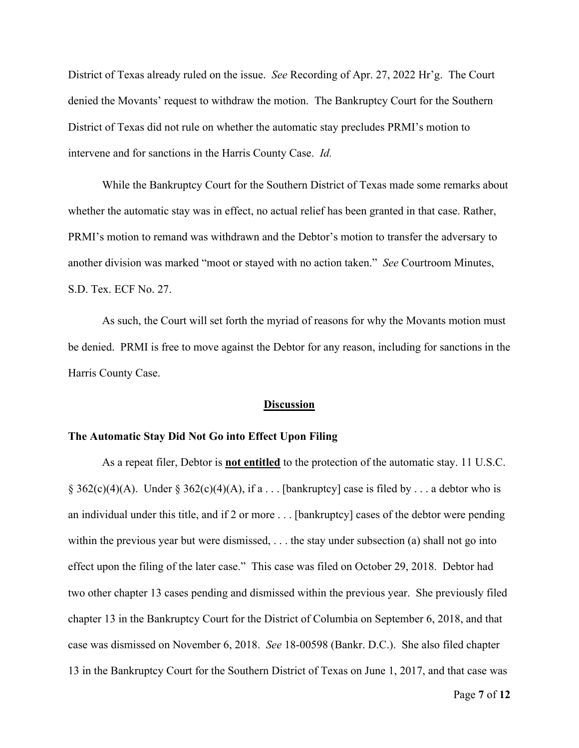District of Texas already ruled on the issue. *See* Recording of Apr. 27, 2022 Hr'g. The Court denied the Movants' request to withdraw the motion. The Bankruptcy Court for the Southern District of Texas did not rule on whether the automatic stay precludes PRMI's motion to intervene and for sanctions in the Harris County Case. *Id.*

While the Bankruptcy Court for the Southern District of Texas made some remarks about whether the automatic stay was in effect, no actual relief has been granted in that case. Rather, PRMI's motion to remand was withdrawn and the Debtor's motion to transfer the adversary to another division was marked "moot or stayed with no action taken." *See* Courtroom Minutes, S.D. Tex. ECF No. 27.

As such, the Court will set forth the myriad of reasons for why the Movants motion must be denied. PRMI is free to move against the Debtor for any reason, including for sanctions in the Harris County Case.

## Discussion

### The Automatic Stay Did Not Go into Effect Upon Filing

As a repeat filer, Debtor is **not entitled** to the protection of the automatic stay. 11 U.S.C. § 362(c)(4)(A). Under § 362(c)(4)(A), if a . . . [bankruptcy] case is filed by . . . a debtor who is an individual under this title, and if 2 or more . . . [bankruptcy] cases of the debtor were pending within the previous year but were dismissed, . . . the stay under subsection (a) shall not go into effect upon the filing of the later case." This case was filed on October 29, 2018. Debtor had two other chapter 13 cases pending and dismissed within the previous year. She previously filed chapter 13 in the Bankruptcy Court for the District of Columbia on September 6, 2018, and that case was dismissed on November 6, 2018. *See* 18-00598 (Bankr. D.C.). She also filed chapter 13 in the Bankruptcy Court for the Southern District of Texas on June 1, 2017, and that case was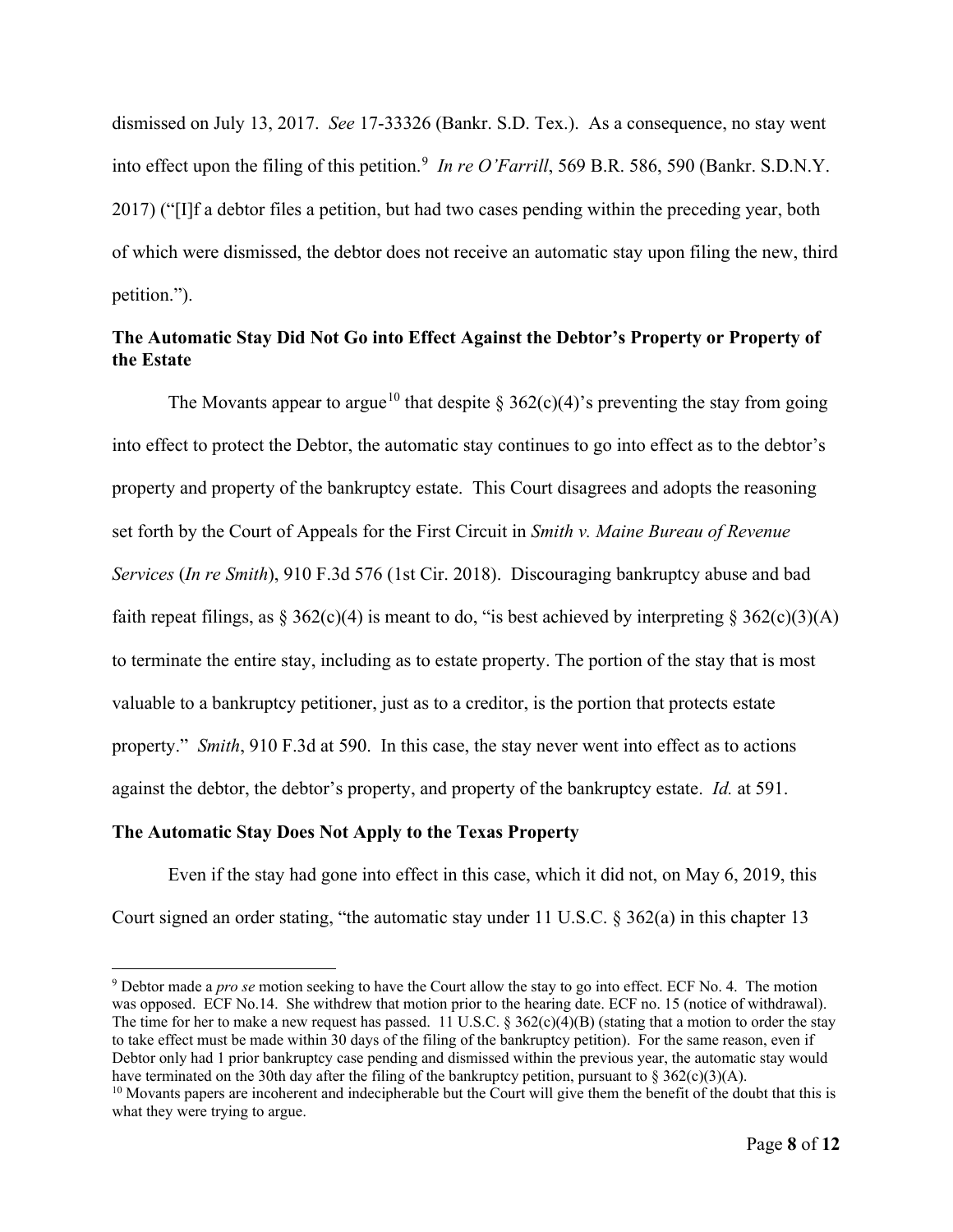dismissed on July 13, 2017. *See* 17-33326 (Bankr. S.D. Tex.). As a consequence, no stay went into effect upon the filing of this petition.[9] *In re O'Farrill*, 569 B.R. 586, 590 (Bankr. S.D.N.Y. 2017) ("[I]f a debtor files a petition, but had two cases pending within the preceding year, both of which were dismissed, the debtor does not receive an automatic stay upon filing the new, third petition.").

**The Automatic Stay Did Not Go into Effect Against the Debtor's Property or Property of the Estate**

The Movants appear to argue[10] that despite § 362(c)(4)'s preventing the stay from going into effect to protect the Debtor, the automatic stay continues to go into effect as to the debtor's property and property of the bankruptcy estate. This Court disagrees and adopts the reasoning set forth by the Court of Appeals for the First Circuit in *Smith v. Maine Bureau of Revenue Services* (*In re Smith*), 910 F.3d 576 (1st Cir. 2018). Discouraging bankruptcy abuse and bad faith repeat filings, as § 362(c)(4) is meant to do, "is best achieved by interpreting § 362(c)(3)(A) to terminate the entire stay, including as to estate property. The portion of the stay that is most valuable to a bankruptcy petitioner, just as to a creditor, is the portion that protects estate property." *Smith*, 910 F.3d at 590. In this case, the stay never went into effect as to actions against the debtor, the debtor's property, and property of the bankruptcy estate. *Id.* at 591.

**The Automatic Stay Does Not Apply to the Texas Property**

Even if the stay had gone into effect in this case, which it did not, on May 6, 2019, this Court signed an order stating, "the automatic stay under 11 U.S.C. § 362(a) in this chapter 13

---

[9] Debtor made a *pro se* motion seeking to have the Court allow the stay to go into effect. ECF No. 4. The motion was opposed. ECF No.14. She withdrew that motion prior to the hearing date. ECF no. 15 (notice of withdrawal). The time for her to make a new request has passed. 11 U.S.C. § 362(c)(4)(B) (stating that a motion to order the stay to take effect must be made within 30 days of the filing of the bankruptcy petition). For the same reason, even if Debtor only had 1 prior bankruptcy case pending and dismissed within the previous year, the automatic stay would have terminated on the 30th day after the filing of the bankruptcy petition, pursuant to § 362(c)(3)(A).

[10] Movants papers are incoherent and indecipherable but the Court will give them the benefit of the doubt that this is what they were trying to argue.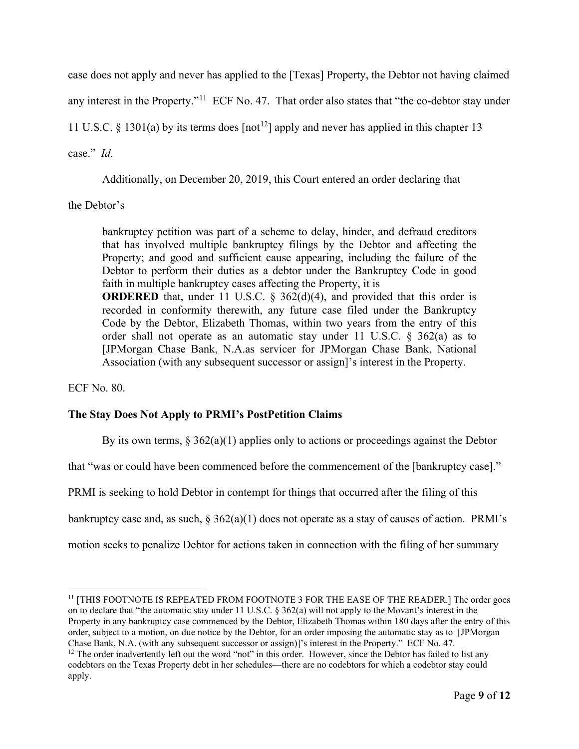case does not apply and never has applied to the [Texas] Property, the Debtor not having claimed any interest in the Property."[11] ECF No. 47. That order also states that "the co-debtor stay under 11 U.S.C. § 1301(a) by its terms does [not[12]] apply and never has applied in this chapter 13 case." *Id.*

Additionally, on December 20, 2019, this Court entered an order declaring that the Debtor's

> bankruptcy petition was part of a scheme to delay, hinder, and defraud creditors that has involved multiple bankruptcy filings by the Debtor and affecting the Property; and good and sufficient cause appearing, including the failure of the Debtor to perform their duties as a debtor under the Bankruptcy Code in good faith in multiple bankruptcy cases affecting the Property, it is
> **ORDERED** that, under 11 U.S.C. § 362(d)(4), and provided that this order is recorded in conformity therewith, any future case filed under the Bankruptcy Code by the Debtor, Elizabeth Thomas, within two years from the entry of this order shall not operate as an automatic stay under 11 U.S.C. § 362(a) as to [JPMorgan Chase Bank, N.A.as servicer for JPMorgan Chase Bank, National Association (with any subsequent successor or assign]'s interest in the Property.

ECF No. 80.

**The Stay Does Not Apply to PRMI's PostPetition Claims**

By its own terms, § 362(a)(1) applies only to actions or proceedings against the Debtor that "was or could have been commenced before the commencement of the [bankruptcy case]." PRMI is seeking to hold Debtor in contempt for things that occurred after the filing of this bankruptcy case and, as such, § 362(a)(1) does not operate as a stay of causes of action. PRMI's motion seeks to penalize Debtor for actions taken in connection with the filing of her summary

---

[11] [THIS FOOTNOTE IS REPEATED FROM FOOTNOTE 3 FOR THE EASE OF THE READER.] The order goes on to declare that "the automatic stay under 11 U.S.C. § 362(a) will not apply to the Movant's interest in the Property in any bankruptcy case commenced by the Debtor, Elizabeth Thomas within 180 days after the entry of this order, subject to a motion, on due notice by the Debtor, for an order imposing the automatic stay as to [JPMorgan Chase Bank, N.A. (with any subsequent successor or assign)]'s interest in the Property." ECF No. 47.

[12] The order inadvertently left out the word "not" in this order. However, since the Debtor has failed to list any codebtors on the Texas Property debt in her schedules—there are no codebtors for which a codebtor stay could apply.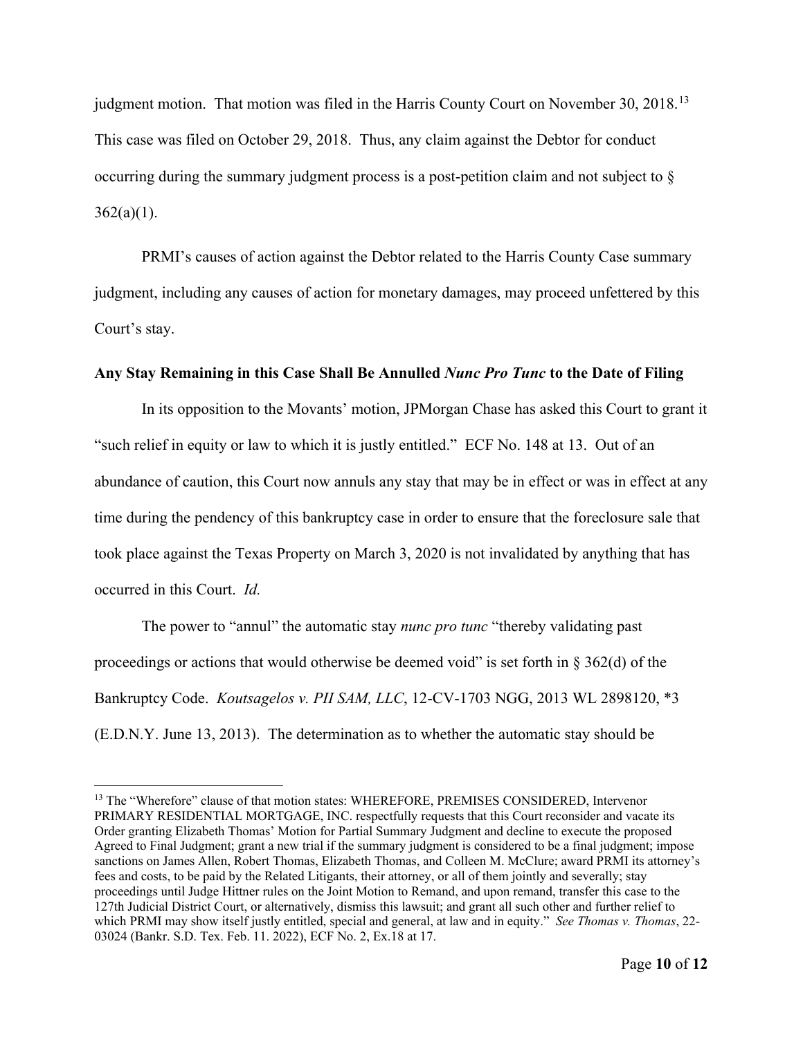judgment motion. That motion was filed in the Harris County Court on November 30, 2018.[13] This case was filed on October 29, 2018. Thus, any claim against the Debtor for conduct occurring during the summary judgment process is a post-petition claim and not subject to § 362(a)(1).

PRMI's causes of action against the Debtor related to the Harris County Case summary judgment, including any causes of action for monetary damages, may proceed unfettered by this Court's stay.

**Any Stay Remaining in this Case Shall Be Annulled *Nunc Pro Tunc* to the Date of Filing**

In its opposition to the Movants' motion, JPMorgan Chase has asked this Court to grant it "such relief in equity or law to which it is justly entitled." ECF No. 148 at 13. Out of an abundance of caution, this Court now annuls any stay that may be in effect or was in effect at any time during the pendency of this bankruptcy case in order to ensure that the foreclosure sale that took place against the Texas Property on March 3, 2020 is not invalidated by anything that has occurred in this Court. *Id.*

The power to "annul" the automatic stay *nunc pro tunc* "thereby validating past proceedings or actions that would otherwise be deemed void" is set forth in § 362(d) of the Bankruptcy Code. *Koutsagelos v. PII SAM, LLC*, 12-CV-1703 NGG, 2013 WL 2898120, *3 (E.D.N.Y. June 13, 2013). The determination as to whether the automatic stay should be

---

[13] The "Wherefore" clause of that motion states: WHEREFORE, PREMISES CONSIDERED, Intervenor PRIMARY RESIDENTIAL MORTGAGE, INC. respectfully requests that this Court reconsider and vacate its Order granting Elizabeth Thomas' Motion for Partial Summary Judgment and decline to execute the proposed Agreed to Final Judgment; grant a new trial if the summary judgment is considered to be a final judgment; impose sanctions on James Allen, Robert Thomas, Elizabeth Thomas, and Colleen M. McClure; award PRMI its attorney's fees and costs, to be paid by the Related Litigants, their attorney, or all of them jointly and severally; stay proceedings until Judge Hittner rules on the Joint Motion to Remand, and upon remand, transfer this case to the 127th Judicial District Court, or alternatively, dismiss this lawsuit; and grant all such other and further relief to which PRMI may show itself justly entitled, special and general, at law and in equity." *See Thomas v. Thomas*, 22-03024 (Bankr. S.D. Tex. Feb. 11. 2022), ECF No. 2, Ex.18 at 17.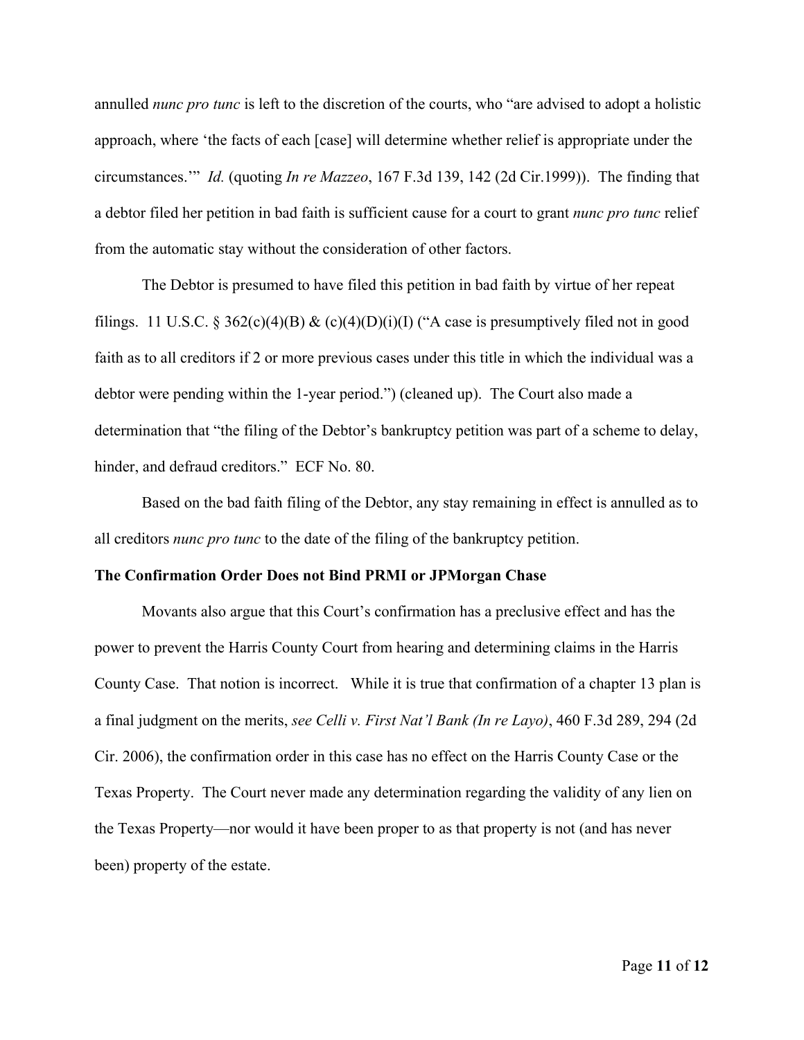annulled *nunc pro tunc* is left to the discretion of the courts, who "are advised to adopt a holistic approach, where 'the facts of each [case] will determine whether relief is appropriate under the circumstances.'" *Id.* (quoting *In re Mazzeo*, 167 F.3d 139, 142 (2d Cir.1999)). The finding that a debtor filed her petition in bad faith is sufficient cause for a court to grant *nunc pro tunc* relief from the automatic stay without the consideration of other factors.

The Debtor is presumed to have filed this petition in bad faith by virtue of her repeat filings. 11 U.S.C. § 362(c)(4)(B) & (c)(4)(D)(i)(I) ("A case is presumptively filed not in good faith as to all creditors if 2 or more previous cases under this title in which the individual was a debtor were pending within the 1-year period.") (cleaned up). The Court also made a determination that "the filing of the Debtor's bankruptcy petition was part of a scheme to delay, hinder, and defraud creditors." ECF No. 80.

Based on the bad faith filing of the Debtor, any stay remaining in effect is annulled as to all creditors *nunc pro tunc* to the date of the filing of the bankruptcy petition.

**The Confirmation Order Does not Bind PRMI or JPMorgan Chase**

Movants also argue that this Court's confirmation has a preclusive effect and has the power to prevent the Harris County Court from hearing and determining claims in the Harris County Case. That notion is incorrect. While it is true that confirmation of a chapter 13 plan is a final judgment on the merits, *see Celli v. First Nat'l Bank (In re Layo)*, 460 F.3d 289, 294 (2d Cir. 2006), the confirmation order in this case has no effect on the Harris County Case or the Texas Property. The Court never made any determination regarding the validity of any lien on the Texas Property—nor would it have been proper to as that property is not (and has never been) property of the estate.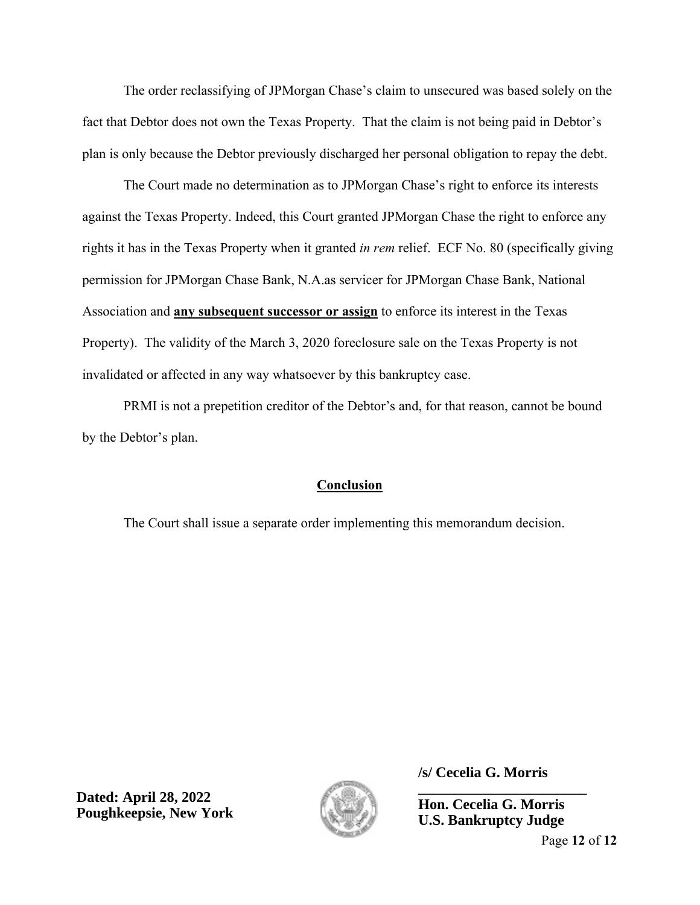The order reclassifying of JPMorgan Chase's claim to unsecured was based solely on the fact that Debtor does not own the Texas Property. That the claim is not being paid in Debtor's plan is only because the Debtor previously discharged her personal obligation to repay the debt.

The Court made no determination as to JPMorgan Chase's right to enforce its interests against the Texas Property. Indeed, this Court granted JPMorgan Chase the right to enforce any rights it has in the Texas Property when it granted *in rem* relief. ECF No. 80 (specifically giving permission for JPMorgan Chase Bank, N.A.as servicer for JPMorgan Chase Bank, National Association and **any subsequent successor or assign** to enforce its interest in the Texas Property). The validity of the March 3, 2020 foreclosure sale on the Texas Property is not invalidated or affected in any way whatsoever by this bankruptcy case.

PRMI is not a prepetition creditor of the Debtor's and, for that reason, cannot be bound by the Debtor's plan.

## Conclusion

The Court shall issue a separate order implementing this memorandum decision.

**Dated: April 28, 2022**
**Poughkeepsie, New York**

**/s/ Cecelia G. Morris**
**\_\_\_\_\_\_\_\_\_\_\_\_\_\_\_\_\_\_\_\_\_\_\_**
**Hon. Cecelia G. Morris**
**U.S. Bankruptcy Judge**